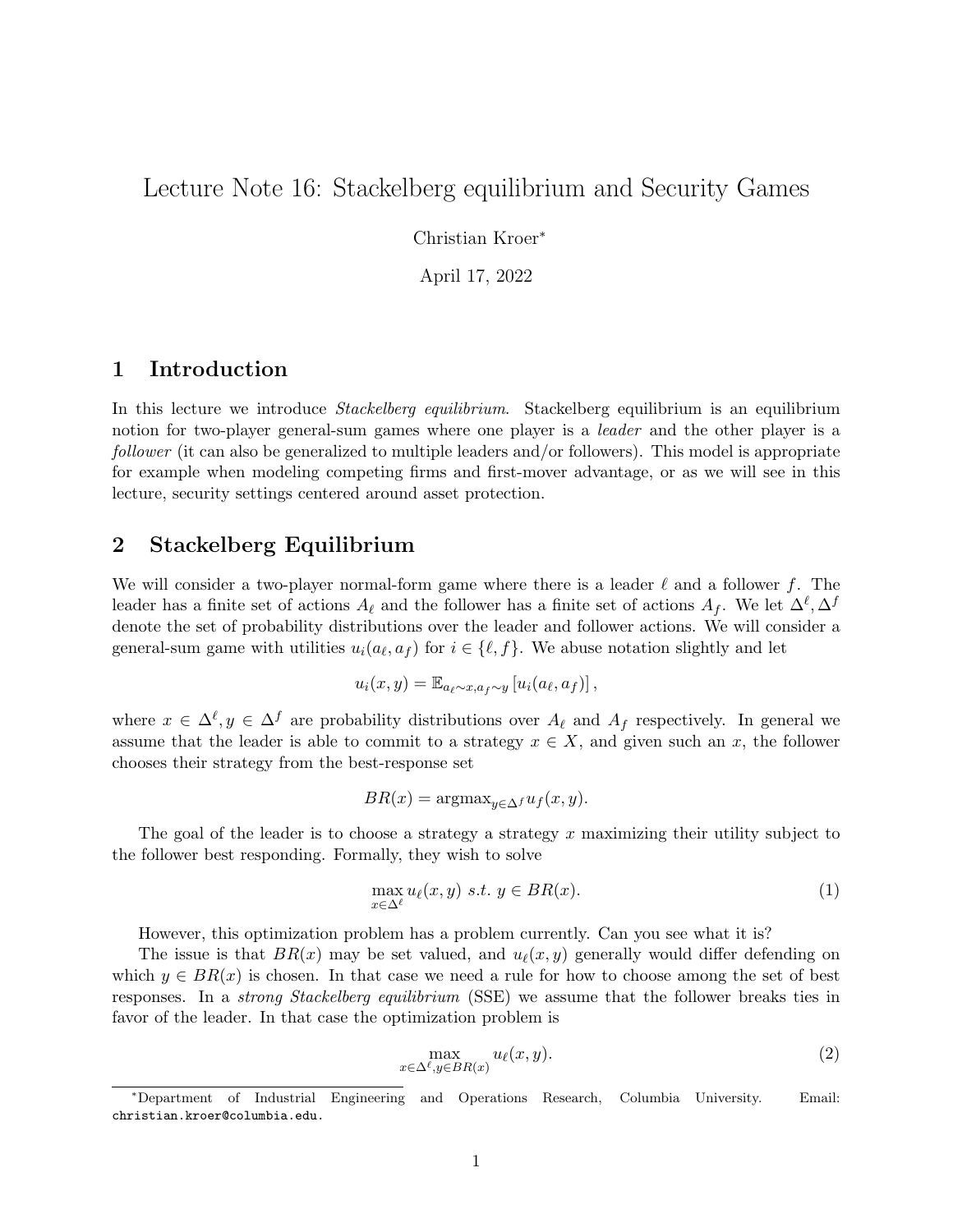# Lecture Note 16: Stackelberg equilibrium and Security Games

Christian Kroer[*]

April 17, 2022

## 1 Introduction

In this lecture we introduce *Stackelberg equilibrium*. Stackelberg equilibrium is an equilibrium notion for two-player general-sum games where one player is a *leader* and the other player is a *follower* (it can also be generalized to multiple leaders and/or followers). This model is appropriate for example when modeling competing firms and first-mover advantage, or as we will see in this lecture, security settings centered around asset protection.

## 2 Stackelberg Equilibrium

We will consider a two-player normal-form game where there is a leader $\ell$ and a follower $f$. The leader has a finite set of actions $A_\ell$ and the follower has a finite set of actions $A_f$. We let $\Delta^\ell, \Delta^f$ denote the set of probability distributions over the leader and follower actions. We will consider a general-sum game with utilities $u_i(a_\ell, a_f)$ for $i \in \{\ell, f\}$. We abuse notation slightly and let

$$u_i(x, y) = \mathbb{E}_{a_\ell \sim x, a_f \sim y}\left[u_i(a_\ell, a_f)\right],$$

where $x \in \Delta^\ell, y \in \Delta^f$ are probability distributions over $A_\ell$ and $A_f$ respectively. In general we assume that the leader is able to commit to a strategy $x \in X$, and given such an $x$, the follower chooses their strategy from the best-response set

$$BR(x) = \text{argmax}_{y \in \Delta^f} u_f(x, y).$$

The goal of the leader is to choose a strategy a strategy $x$ maximizing their utility subject to the follower best responding. Formally, they wish to solve

$$\max_{x \in \Delta^\ell} u_\ell(x, y) \ s.t. \ y \in BR(x). \tag{1}$$

However, this optimization problem has a problem currently. Can you see what it is?

The issue is that $BR(x)$ may be set valued, and $u_\ell(x, y)$ generally would differ defending on which $y \in BR(x)$ is chosen. In that case we need a rule for how to choose among the set of best responses. In a *strong Stackelberg equilibrium* (SSE) we assume that the follower breaks ties in favor of the leader. In that case the optimization problem is

$$\max_{x \in \Delta^\ell, y \in BR(x)} u_\ell(x, y). \tag{2}$$

[*]Department of Industrial Engineering and Operations Research, Columbia University. Email: christian.kroer@columbia.edu.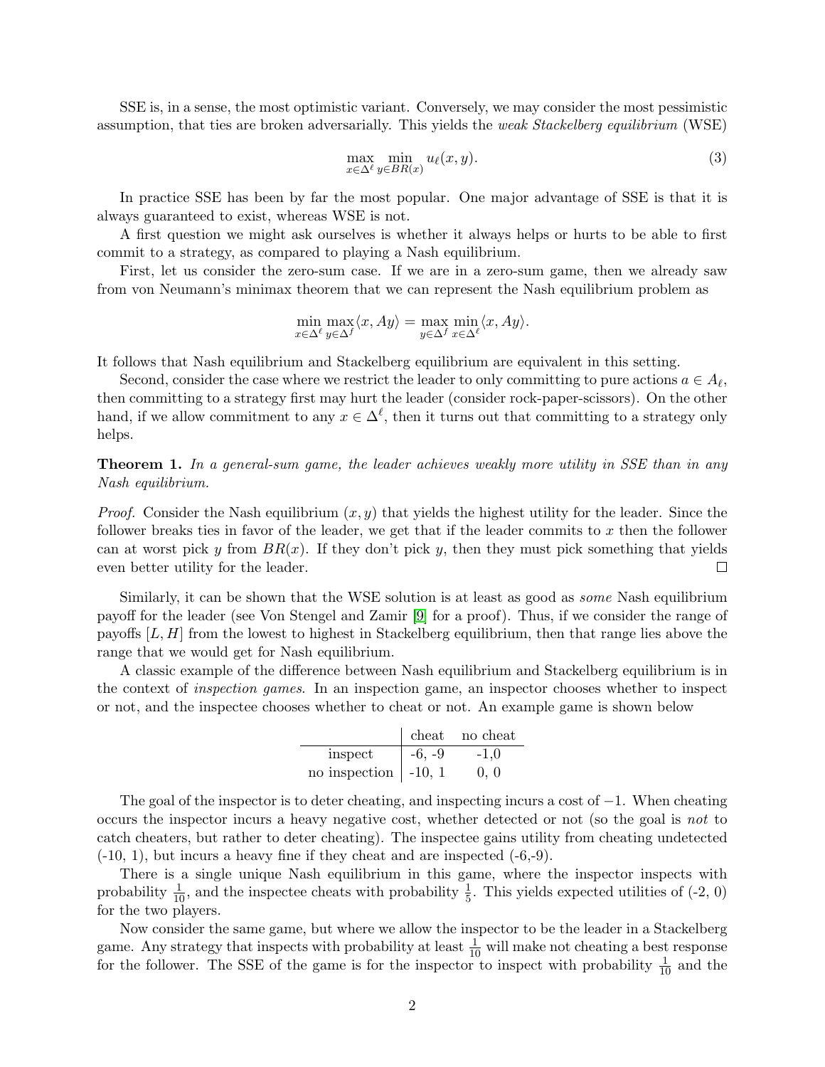SSE is, in a sense, the most optimistic variant. Conversely, we may consider the most pessimistic assumption, that ties are broken adversarially. This yields the *weak Stackelberg equilibrium* (WSE)

$$\max_{x \in \Delta^\ell} \min_{y \in BR(x)} u_\ell(x, y). \tag{3}$$

In practice SSE has been by far the most popular. One major advantage of SSE is that it is always guaranteed to exist, whereas WSE is not.

A first question we might ask ourselves is whether it always helps or hurts to be able to first commit to a strategy, as compared to playing a Nash equilibrium.

First, let us consider the zero-sum case. If we are in a zero-sum game, then we already saw from von Neumann's minimax theorem that we can represent the Nash equilibrium problem as

$$\min_{x \in \Delta^\ell} \max_{y \in \Delta^f} \langle x, Ay \rangle = \max_{y \in \Delta^f} \min_{x \in \Delta^\ell} \langle x, Ay \rangle.$$

It follows that Nash equilibrium and Stackelberg equilibrium are equivalent in this setting.

Second, consider the case where we restrict the leader to only committing to pure actions $a \in A_\ell$, then committing to a strategy first may hurt the leader (consider rock-paper-scissors). On the other hand, if we allow commitment to any $x \in \Delta^\ell$, then it turns out that committing to a strategy only helps.

**Theorem 1.** *In a general-sum game, the leader achieves weakly more utility in SSE than in any Nash equilibrium.*

*Proof.* Consider the Nash equilibrium $(x, y)$ that yields the highest utility for the leader. Since the follower breaks ties in favor of the leader, we get that if the leader commits to $x$ then the follower can at worst pick $y$ from $BR(x)$. If they don't pick $y$, then they must pick something that yields even better utility for the leader. □

Similarly, it can be shown that the WSE solution is at least as good as *some* Nash equilibrium payoff for the leader (see Von Stengel and Zamir [9] for a proof). Thus, if we consider the range of payoffs $[L, H]$ from the lowest to highest in Stackelberg equilibrium, then that range lies above the range that we would get for Nash equilibrium.

A classic example of the difference between Nash equilibrium and Stackelberg equilibrium is in the context of *inspection games*. In an inspection game, an inspector chooses whether to inspect or not, and the inspectee chooses whether to cheat or not. An example game is shown below

| | cheat | no cheat |
|---|---|---|
| inspect | -6, -9 | -1,0 |
| no inspection | -10, 1 | 0, 0 |

The goal of the inspector is to deter cheating, and inspecting incurs a cost of $-1$. When cheating occurs the inspector incurs a heavy negative cost, whether detected or not (so the goal is *not* to catch cheaters, but rather to deter cheating). The inspectee gains utility from cheating undetected (-10, 1), but incurs a heavy fine if they cheat and are inspected (-6,-9).

There is a single unique Nash equilibrium in this game, where the inspector inspects with probability $\frac{1}{10}$, and the inspectee cheats with probability $\frac{1}{5}$. This yields expected utilities of (-2, 0) for the two players.

Now consider the same game, but where we allow the inspector to be the leader in a Stackelberg game. Any strategy that inspects with probability at least $\frac{1}{10}$ will make not cheating a best response for the follower. The SSE of the game is for the inspector to inspect with probability $\frac{1}{10}$ and the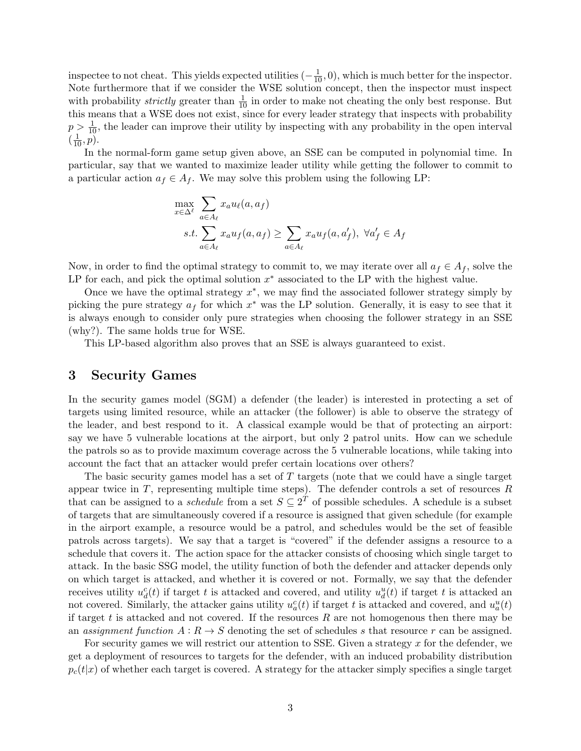inspectee to not cheat. This yields expected utilities $(-\frac{1}{10}, 0)$, which is much better for the inspector. Note furthermore that if we consider the WSE solution concept, then the inspector must inspect with probability *strictly* greater than $\frac{1}{10}$ in order to make not cheating the only best response. But this means that a WSE does not exist, since for every leader strategy that inspects with probability $p > \frac{1}{10}$, the leader can improve their utility by inspecting with any probability in the open interval $(\frac{1}{10}, p)$.

In the normal-form game setup given above, an SSE can be computed in polynomial time. In particular, say that we wanted to maximize leader utility while getting the follower to commit to a particular action $a_f \in A_f$. We may solve this problem using the following LP:

$$\max_{x \in \Delta^\ell} \sum_{a \in A_\ell} x_a u_\ell(a, a_f)$$

$$s.t. \sum_{a \in A_\ell} x_a u_f(a, a_f) \geq \sum_{a \in A_\ell} x_a u_f(a, a'_f), \ \forall a'_f \in A_f$$

Now, in order to find the optimal strategy to commit to, we may iterate over all $a_f \in A_f$, solve the LP for each, and pick the optimal solution $x^*$ associated to the LP with the highest value.

Once we have the optimal strategy $x^*$, we may find the associated follower strategy simply by picking the pure strategy $a_f$ for which $x^*$ was the LP solution. Generally, it is easy to see that it is always enough to consider only pure strategies when choosing the follower strategy in an SSE (why?). The same holds true for WSE.

This LP-based algorithm also proves that an SSE is always guaranteed to exist.

## 3 Security Games

In the security games model (SGM) a defender (the leader) is interested in protecting a set of targets using limited resource, while an attacker (the follower) is able to observe the strategy of the leader, and best respond to it. A classical example would be that of protecting an airport: say we have 5 vulnerable locations at the airport, but only 2 patrol units. How can we schedule the patrols so as to provide maximum coverage across the 5 vulnerable locations, while taking into account the fact that an attacker would prefer certain locations over others?

The basic security games model has a set of $T$ targets (note that we could have a single target appear twice in $T$, representing multiple time steps). The defender controls a set of resources $R$ that can be assigned to a *schedule* from a set $S \subseteq 2^T$ of possible schedules. A schedule is a subset of targets that are simultaneously covered if a resource is assigned that given schedule (for example in the airport example, a resource would be a patrol, and schedules would be the set of feasible patrols across targets). We say that a target is "covered" if the defender assigns a resource to a schedule that covers it. The action space for the attacker consists of choosing which single target to attack. In the basic SSG model, the utility function of both the defender and attacker depends only on which target is attacked, and whether it is covered or not. Formally, we say that the defender receives utility $u_d^c(t)$ if target $t$ is attacked and covered, and utility $u_d^u(t)$ if target $t$ is attacked an not covered. Similarly, the attacker gains utility $u_a^c(t)$ if target $t$ is attacked and covered, and $u_a^u(t)$ if target $t$ is attacked and not covered. If the resources $R$ are not homogenous then there may be an *assignment function* $A : R \to S$ denoting the set of schedules $s$ that resource $r$ can be assigned.

For security games we will restrict our attention to SSE. Given a strategy $x$ for the defender, we get a deployment of resources to targets for the defender, with an induced probability distribution $p_c(t|x)$ of whether each target is covered. A strategy for the attacker simply specifies a single target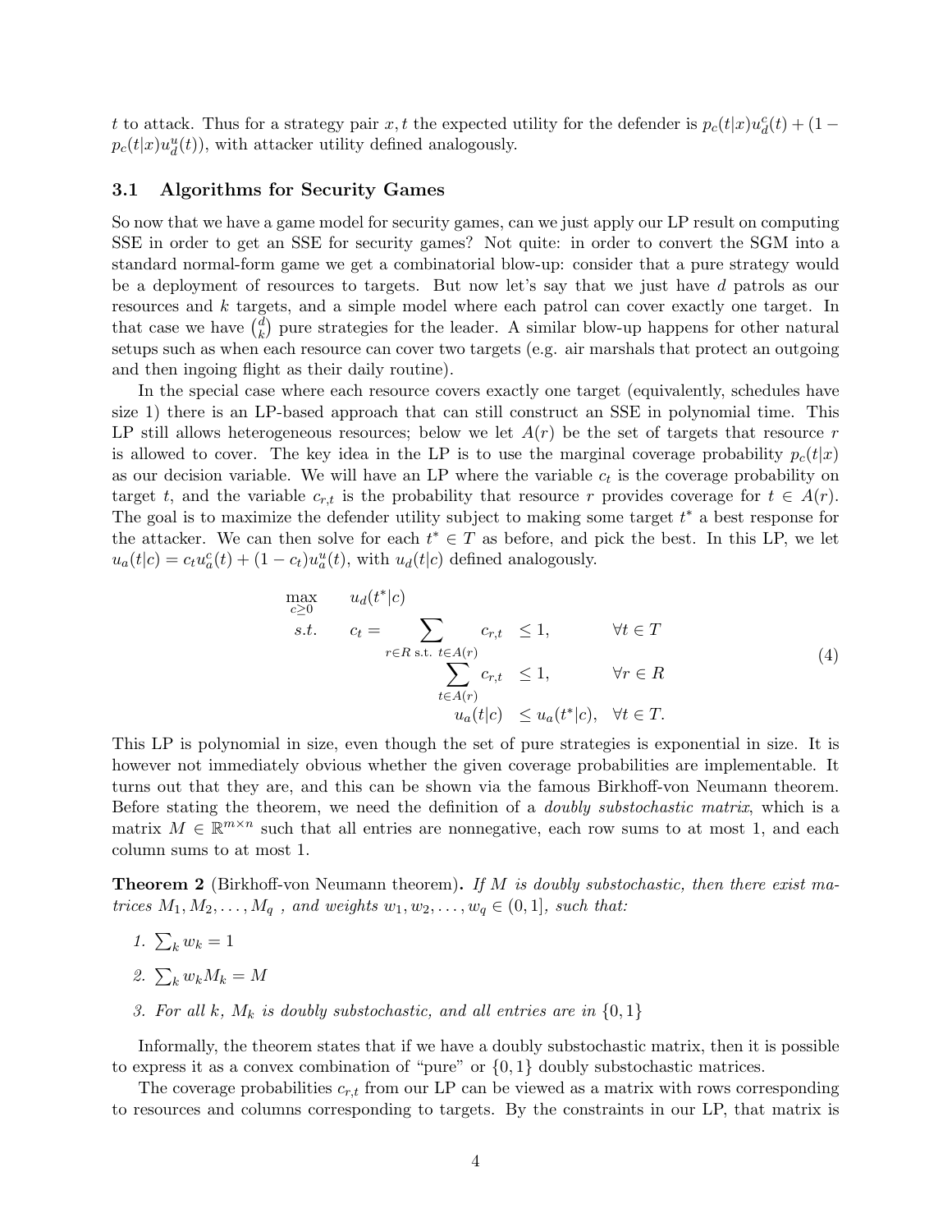$t$ to attack. Thus for a strategy pair $x, t$ the expected utility for the defender is $p_c(t|x)u_d^c(t) + (1 - p_c(t|x)u_d^u(t))$, with attacker utility defined analogously.

### 3.1 Algorithms for Security Games

So now that we have a game model for security games, can we just apply our LP result on computing SSE in order to get an SSE for security games? Not quite: in order to convert the SGM into a standard normal-form game we get a combinatorial blow-up: consider that a pure strategy would be a deployment of resources to targets. But now let's say that we just have $d$ patrols as our resources and $k$ targets, and a simple model where each patrol can cover exactly one target. In that case we have $\binom{d}{k}$ pure strategies for the leader. A similar blow-up happens for other natural setups such as when each resource can cover two targets (e.g. air marshals that protect an outgoing and then ingoing flight as their daily routine).

In the special case where each resource covers exactly one target (equivalently, schedules have size 1) there is an LP-based approach that can still construct an SSE in polynomial time. This LP still allows heterogeneous resources; below we let $A(r)$ be the set of targets that resource $r$ is allowed to cover. The key idea in the LP is to use the marginal coverage probability $p_c(t|x)$ as our decision variable. We will have an LP where the variable $c_t$ is the coverage probability on target $t$, and the variable $c_{r,t}$ is the probability that resource $r$ provides coverage for $t \in A(r)$. The goal is to maximize the defender utility subject to making some target $t^*$ a best response for the attacker. We can then solve for each $t^* \in T$ as before, and pick the best. In this LP, we let $u_a(t|c) = c_t u_a^c(t) + (1 - c_t)u_a^u(t)$, with $u_d(t|c)$ defined analogously.

$$
\begin{aligned}
\max_{c \geq 0} \quad & u_d(t^*|c) & & \\
s.t. \quad & c_t = \sum_{r \in R \text{ s.t. } t \in A(r)} c_{r,t} \leq 1, & & \forall t \in T \\
& \sum_{t \in A(r)} c_{r,t} \leq 1, & & \forall r \in R \\
& u_a(t|c) \leq u_a(t^*|c), & & \forall t \in T.
\end{aligned}
\tag{4}
$$

This LP is polynomial in size, even though the set of pure strategies is exponential in size. It is however not immediately obvious whether the given coverage probabilities are implementable. It turns out that they are, and this can be shown via the famous Birkhoff-von Neumann theorem. Before stating the theorem, we need the definition of a *doubly substochastic matrix*, which is a matrix $M \in \mathbb{R}^{m \times n}$ such that all entries are nonnegative, each row sums to at most 1, and each column sums to at most 1.

**Theorem 2** (Birkhoff-von Neumann theorem)**.** *If $M$ is doubly substochastic, then there exist matrices $M_1, M_2, \ldots, M_q$ , and weights $w_1, w_2, \ldots, w_q \in (0, 1]$, such that:*

1. $\sum_k w_k = 1$
2. $\sum_k w_k M_k = M$
3. *For all $k$, $M_k$ is doubly substochastic, and all entries are in $\{0, 1\}$*

Informally, the theorem states that if we have a doubly substochastic matrix, then it is possible to express it as a convex combination of "pure" or $\{0, 1\}$ doubly substochastic matrices.

The coverage probabilities $c_{r,t}$ from our LP can be viewed as a matrix with rows corresponding to resources and columns corresponding to targets. By the constraints in our LP, that matrix is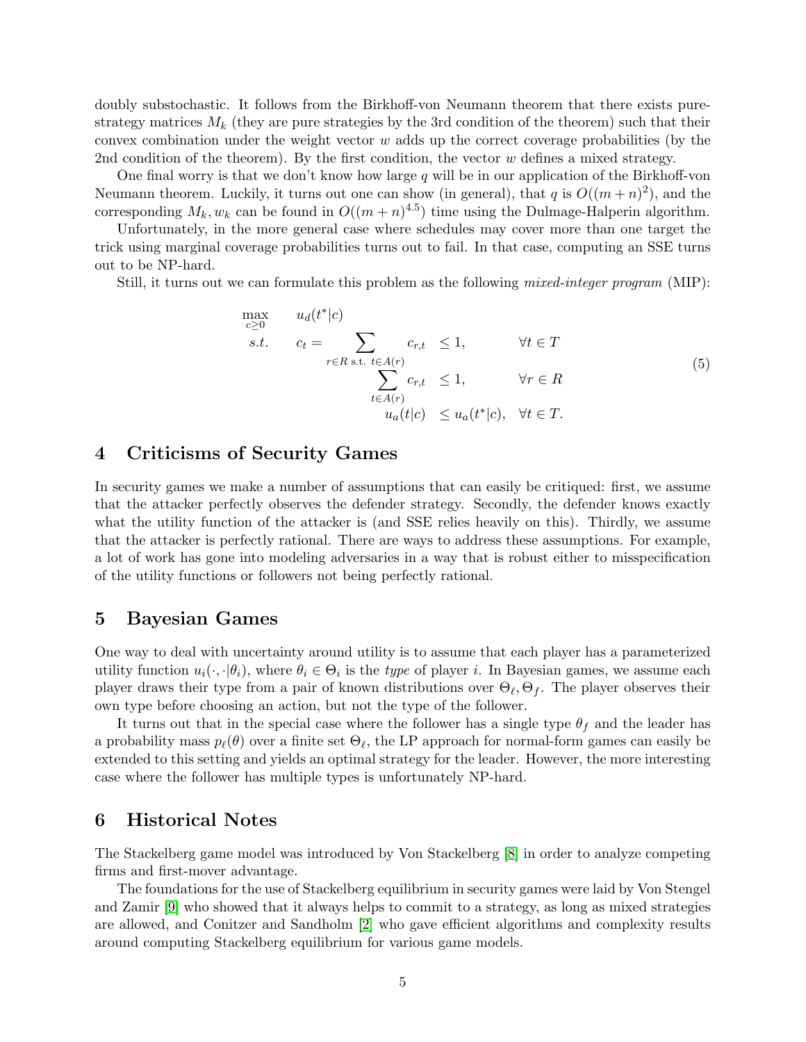doubly substochastic. It follows from the Birkhoff-von Neumann theorem that there exists pure-strategy matrices $M_k$ (they are pure strategies by the 3rd condition of the theorem) such that their convex combination under the weight vector $w$ adds up the correct coverage probabilities (by the 2nd condition of the theorem). By the first condition, the vector $w$ defines a mixed strategy.

One final worry is that we don't know how large $q$ will be in our application of the Birkhoff-von Neumann theorem. Luckily, it turns out one can show (in general), that $q$ is $O((m+n)^2)$, and the corresponding $M_k, w_k$ can be found in $O((m+n)^{4.5})$ time using the Dulmage-Halperin algorithm.

Unfortunately, in the more general case where schedules may cover more than one target the trick using marginal coverage probabilities turns out to fail. In that case, computing an SSE turns out to be NP-hard.

Still, it turns out we can formulate this problem as the following *mixed-integer program* (MIP):

$$
\begin{aligned}
\max_{c \geq 0} \quad & u_d(t^*|c) \\
s.t. \quad & c_t = \sum_{r \in R \text{ s.t. } t \in A(r)} c_{r,t} \leq 1, && \forall t \in T \\
& \sum_{t \in A(r)} c_{r,t} \leq 1, && \forall r \in R \\
& u_a(t|c) \leq u_a(t^*|c), && \forall t \in T.
\end{aligned}
\tag{5}
$$

## 4 Criticisms of Security Games

In security games we make a number of assumptions that can easily be critiqued: first, we assume that the attacker perfectly observes the defender strategy. Secondly, the defender knows exactly what the utility function of the attacker is (and SSE relies heavily on this). Thirdly, we assume that the attacker is perfectly rational. There are ways to address these assumptions. For example, a lot of work has gone into modeling adversaries in a way that is robust either to misspecification of the utility functions or followers not being perfectly rational.

## 5 Bayesian Games

One way to deal with uncertainty around utility is to assume that each player has a parameterized utility function $u_i(\cdot, \cdot|\theta_i)$, where $\theta_i \in \Theta_i$ is the *type* of player $i$. In Bayesian games, we assume each player draws their type from a pair of known distributions over $\Theta_\ell, \Theta_f$. The player observes their own type before choosing an action, but not the type of the follower.

It turns out that in the special case where the follower has a single type $\theta_f$ and the leader has a probability mass $p_\ell(\theta)$ over a finite set $\Theta_\ell$, the LP approach for normal-form games can easily be extended to this setting and yields an optimal strategy for the leader. However, the more interesting case where the follower has multiple types is unfortunately NP-hard.

## 6 Historical Notes

The Stackelberg game model was introduced by Von Stackelberg [8] in order to analyze competing firms and first-mover advantage.

The foundations for the use of Stackelberg equilibrium in security games were laid by Von Stengel and Zamir [9] who showed that it always helps to commit to a strategy, as long as mixed strategies are allowed, and Conitzer and Sandholm [2] who gave efficient algorithms and complexity results around computing Stackelberg equilibrium for various game models.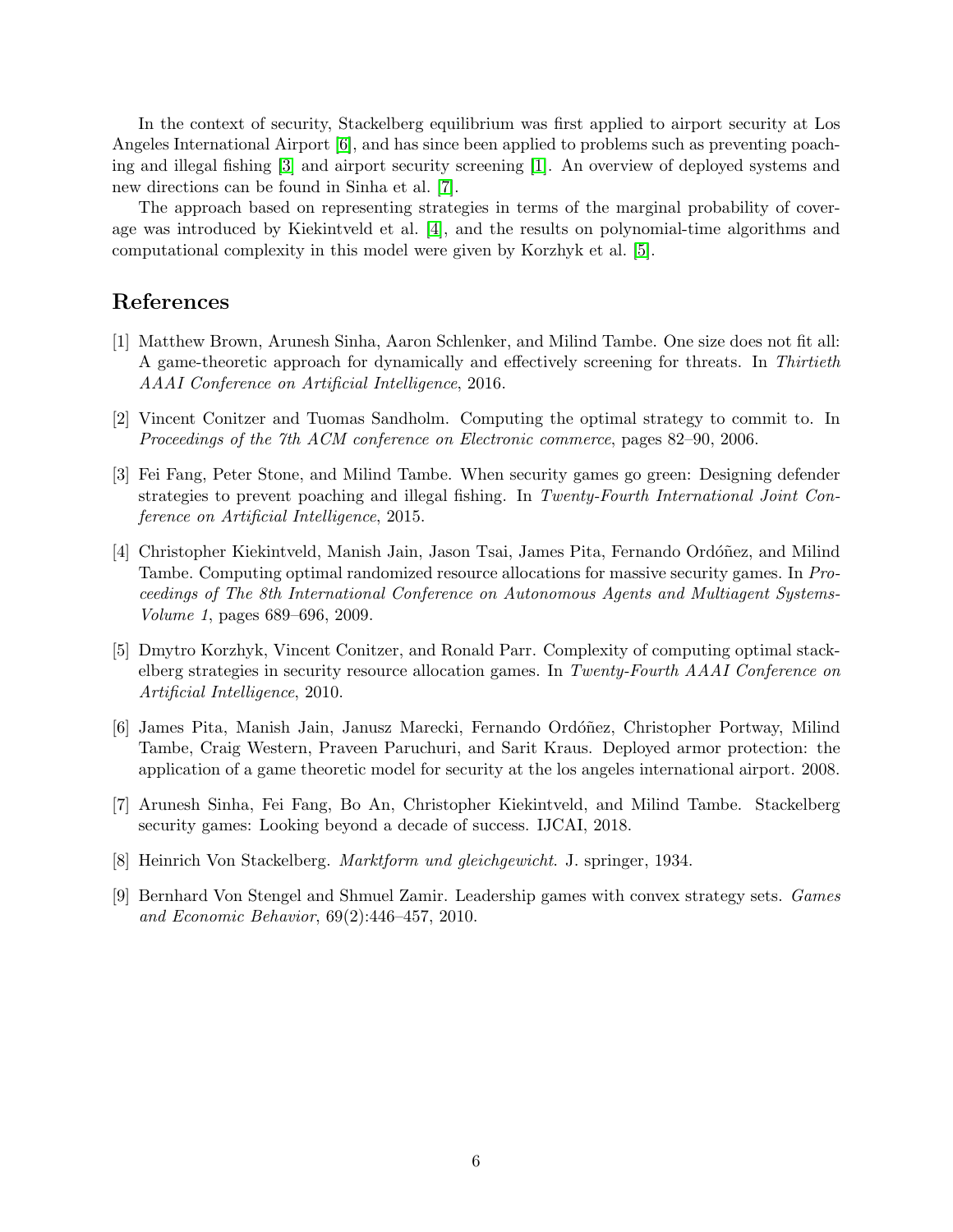In the context of security, Stackelberg equilibrium was first applied to airport security at Los Angeles International Airport [6], and has since been applied to problems such as preventing poaching and illegal fishing [3] and airport security screening [1]. An overview of deployed systems and new directions can be found in Sinha et al. [7].

The approach based on representing strategies in terms of the marginal probability of coverage was introduced by Kiekintveld et al. [4], and the results on polynomial-time algorithms and computational complexity in this model were given by Korzhyk et al. [5].

## References

[1] Matthew Brown, Arunesh Sinha, Aaron Schlenker, and Milind Tambe. One size does not fit all: A game-theoretic approach for dynamically and effectively screening for threats. In *Thirtieth AAAI Conference on Artificial Intelligence*, 2016.

[2] Vincent Conitzer and Tuomas Sandholm. Computing the optimal strategy to commit to. In *Proceedings of the 7th ACM conference on Electronic commerce*, pages 82–90, 2006.

[3] Fei Fang, Peter Stone, and Milind Tambe. When security games go green: Designing defender strategies to prevent poaching and illegal fishing. In *Twenty-Fourth International Joint Conference on Artificial Intelligence*, 2015.

[4] Christopher Kiekintveld, Manish Jain, Jason Tsai, James Pita, Fernando Ordóñez, and Milind Tambe. Computing optimal randomized resource allocations for massive security games. In *Proceedings of The 8th International Conference on Autonomous Agents and Multiagent Systems-Volume 1*, pages 689–696, 2009.

[5] Dmytro Korzhyk, Vincent Conitzer, and Ronald Parr. Complexity of computing optimal stackelberg strategies in security resource allocation games. In *Twenty-Fourth AAAI Conference on Artificial Intelligence*, 2010.

[6] James Pita, Manish Jain, Janusz Marecki, Fernando Ordóñez, Christopher Portway, Milind Tambe, Craig Western, Praveen Paruchuri, and Sarit Kraus. Deployed armor protection: the application of a game theoretic model for security at the los angeles international airport. 2008.

[7] Arunesh Sinha, Fei Fang, Bo An, Christopher Kiekintveld, and Milind Tambe. Stackelberg security games: Looking beyond a decade of success. IJCAI, 2018.

[8] Heinrich Von Stackelberg. *Marktform und gleichgewicht*. J. springer, 1934.

[9] Bernhard Von Stengel and Shmuel Zamir. Leadership games with convex strategy sets. *Games and Economic Behavior*, 69(2):446–457, 2010.